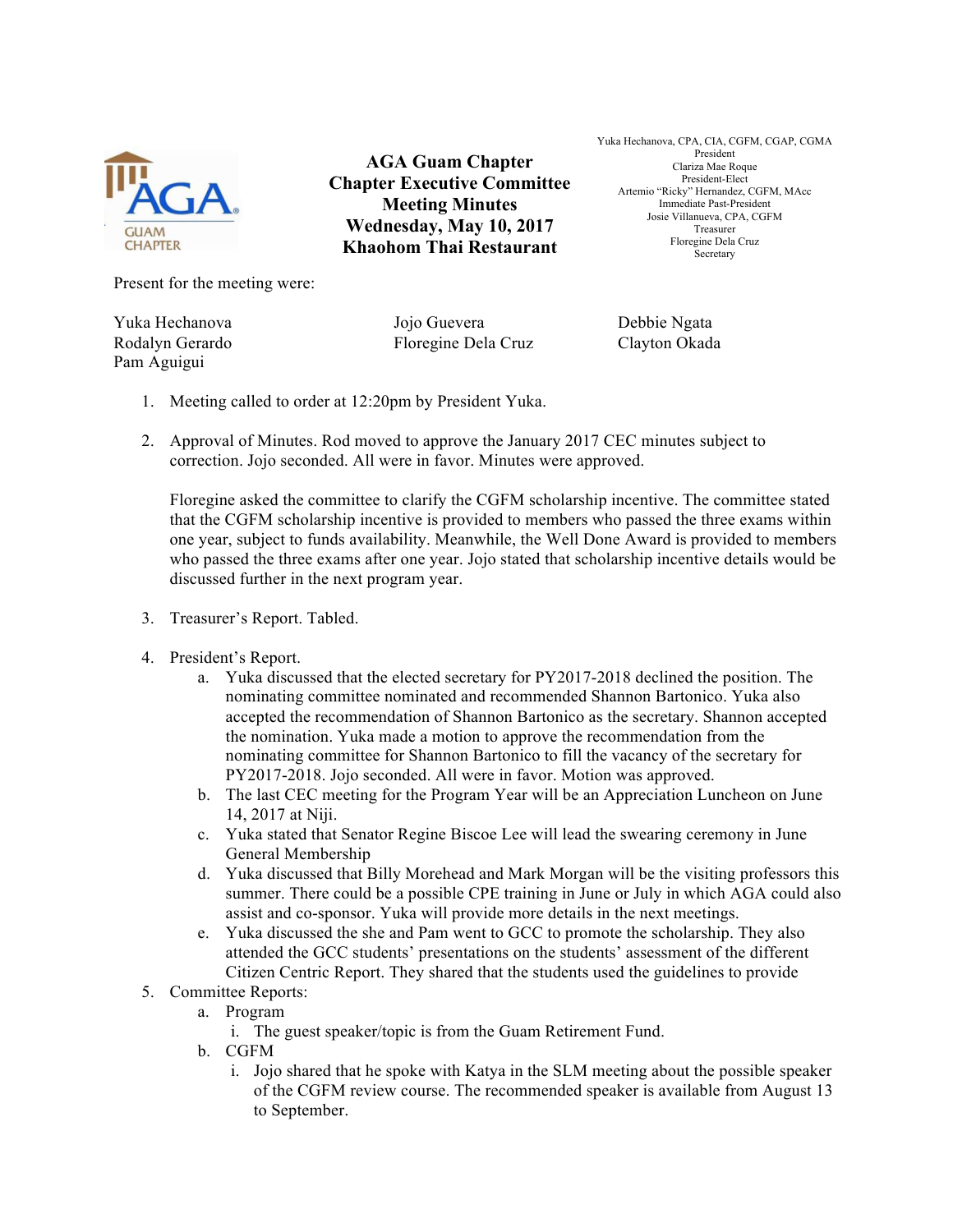# AGA Guam Chapter
## Chapter Executive Committee Meeting Minutes
## Wednesday, May 10, 2017
## Khaohom Thai Restaurant

Yuka Hechanova, CPA, CIA, CGFM, CGAP, CGMA
President
Clariza Mae Roque
President-Elect
Artemio "Ricky" Hernandez, CGFM, MAcc
Immediate Past-President
Josie Villanueva, CPA, CGFM
Treasurer
Floregine Dela Cruz
Secretary

Present for the meeting were:

Yuka Hechanova
Rodalyn Gerardo
Pam Aguigui
Jojo Guevera
Floregine Dela Cruz
Debbie Ngata
Clayton Okada

1. Meeting called to order at 12:20pm by President Yuka.

2. Approval of Minutes. Rod moved to approve the January 2017 CEC minutes subject to correction. Jojo seconded. All were in favor. Minutes were approved.

   Floregine asked the committee to clarify the CGFM scholarship incentive. The committee stated that the CGFM scholarship incentive is provided to members who passed the three exams within one year, subject to funds availability. Meanwhile, the Well Done Award is provided to members who passed the three exams after one year. Jojo stated that scholarship incentive details would be discussed further in the next program year.

3. Treasurer's Report. Tabled.

4. President's Report.
   a. Yuka discussed that the elected secretary for PY2017-2018 declined the position. The nominating committee nominated and recommended Shannon Bartonico. Yuka also accepted the recommendation of Shannon Bartonico as the secretary. Shannon accepted the nomination. Yuka made a motion to approve the recommendation from the nominating committee for Shannon Bartonico to fill the vacancy of the secretary for PY2017-2018. Jojo seconded. All were in favor. Motion was approved.
   b. The last CEC meeting for the Program Year will be an Appreciation Luncheon on June 14, 2017 at Niji.
   c. Yuka stated that Senator Regine Biscoe Lee will lead the swearing ceremony in June General Membership
   d. Yuka discussed that Billy Morehead and Mark Morgan will be the visiting professors this summer. There could be a possible CPE training in June or July in which AGA could also assist and co-sponsor. Yuka will provide more details in the next meetings.
   e. Yuka discussed the she and Pam went to GCC to promote the scholarship. They also attended the GCC students' presentations on the students' assessment of the different Citizen Centric Report. They shared that the students used the guidelines to provide

5. Committee Reports:
   a. Program
      i. The guest speaker/topic is from the Guam Retirement Fund.
   b. CGFM
      i. Jojo shared that he spoke with Katya in the SLM meeting about the possible speaker of the CGFM review course. The recommended speaker is available from August 13 to September.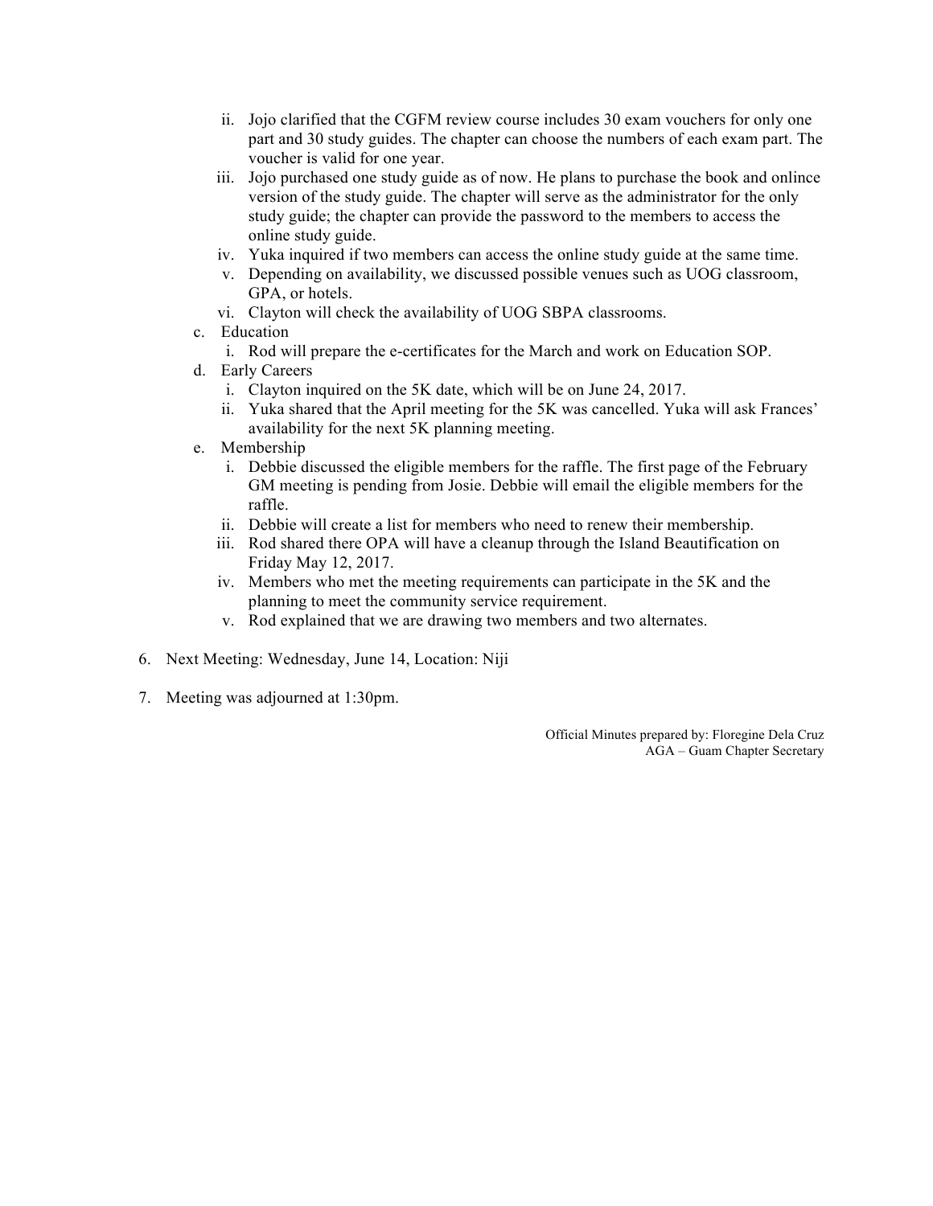ii. Jojo clarified that the CGFM review course includes 30 exam vouchers for only one part and 30 study guides. The chapter can choose the numbers of each exam part. The voucher is valid for one year.
   iii. Jojo purchased one study guide as of now. He plans to purchase the book and onlince version of the study guide. The chapter will serve as the administrator for the only study guide; the chapter can provide the password to the members to access the online study guide.
   iv. Yuka inquired if two members can access the online study guide at the same time.
   v. Depending on availability, we discussed possible venues such as UOG classroom, GPA, or hotels.
   vi. Clayton will check the availability of UOG SBPA classrooms.

c. Education
   i. Rod will prepare the e-certificates for the March and work on Education SOP.

d. Early Careers
   i. Clayton inquired on the 5K date, which will be on June 24, 2017.
   ii. Yuka shared that the April meeting for the 5K was cancelled. Yuka will ask Frances' availability for the next 5K planning meeting.

e. Membership
   i. Debbie discussed the eligible members for the raffle. The first page of the February GM meeting is pending from Josie. Debbie will email the eligible members for the raffle.
   ii. Debbie will create a list for members who need to renew their membership.
   iii. Rod shared there OPA will have a cleanup through the Island Beautification on Friday May 12, 2017.
   iv. Members who met the meeting requirements can participate in the 5K and the planning to meet the community service requirement.
   v. Rod explained that we are drawing two members and two alternates.

6. Next Meeting: Wednesday, June 14, Location: Niji

7. Meeting was adjourned at 1:30pm.

Official Minutes prepared by: Floregine Dela Cruz
AGA – Guam Chapter Secretary